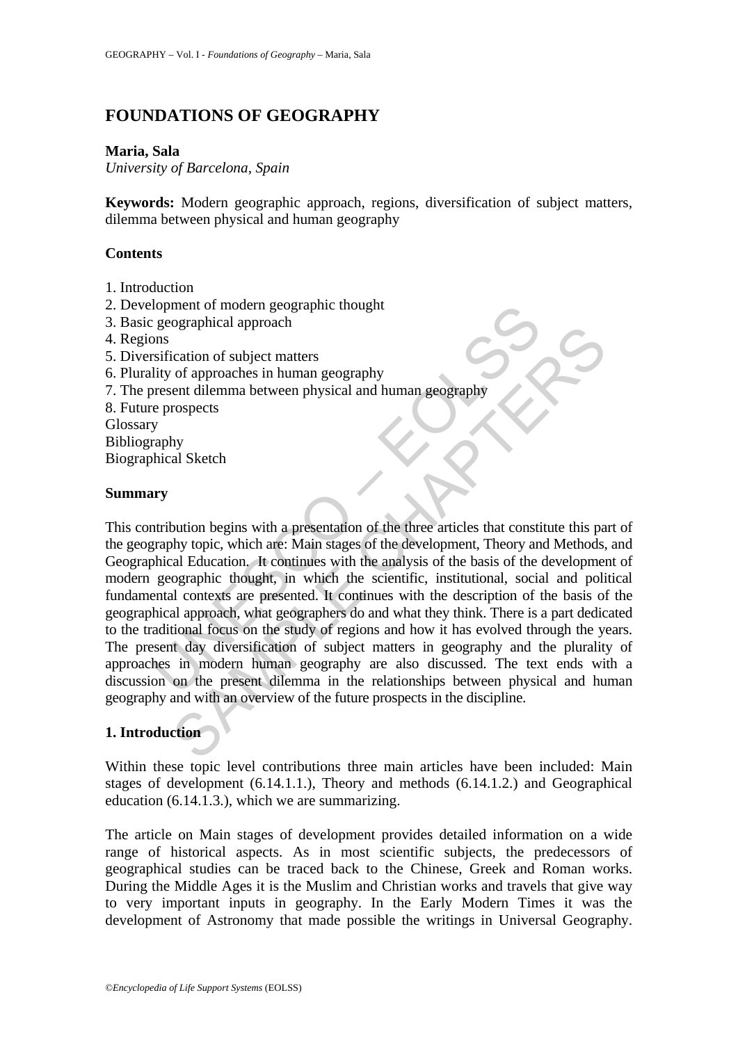# FOUNDATIONS OF GEOGRAPHY

**Maria, Sala**

*University of Barcelona, Spain*

**Keywords:** Modern geographic approach, regions, diversification of subject matters, dilemma between physical and human geography

## Contents

1. Introduction
2. Development of modern geographic thought
3. Basic geographical approach
4. Regions
5. Diversification of subject matters
6. Plurality of approaches in human geography
7. The present dilemma between physical and human geography
8. Future prospects

Glossary
Bibliography
Biographical Sketch

## Summary

This contribution begins with a presentation of the three articles that constitute this part of the geography topic, which are: Main stages of the development, Theory and Methods, and Geographical Education. It continues with the analysis of the basis of the development of modern geographic thought, in which the scientific, institutional, social and political fundamental contexts are presented. It continues with the description of the basis of the geographical approach, what geographers do and what they think. There is a part dedicated to the traditional focus on the study of regions and how it has evolved through the years. The present day diversification of subject matters in geography and the plurality of approaches in modern human geography are also discussed. The text ends with a discussion on the present dilemma in the relationships between physical and human geography and with an overview of the future prospects in the discipline.

## 1. Introduction

Within these topic level contributions three main articles have been included: Main stages of development (6.14.1.1.), Theory and methods (6.14.1.2.) and Geographical education (6.14.1.3.), which we are summarizing.

The article on Main stages of development provides detailed information on a wide range of historical aspects. As in most scientific subjects, the predecessors of geographical studies can be traced back to the Chinese, Greek and Roman works. During the Middle Ages it is the Muslim and Christian works and travels that give way to very important inputs in geography. In the Early Modern Times it was the development of Astronomy that made possible the writings in Universal Geography.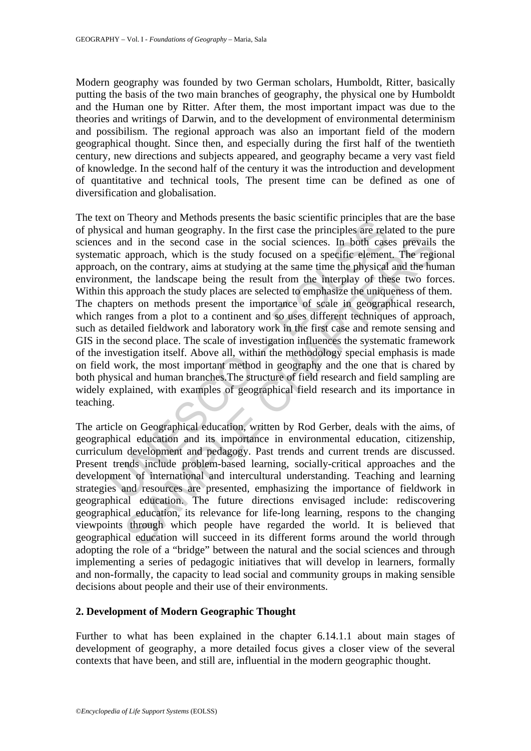Modern geography was founded by two German scholars, Humboldt, Ritter, basically putting the basis of the two main branches of geography, the physical one by Humboldt and the Human one by Ritter. After them, the most important impact was due to the theories and writings of Darwin, and to the development of environmental determinism and possibilism. The regional approach was also an important field of the modern geographical thought. Since then, and especially during the first half of the twentieth century, new directions and subjects appeared, and geography became a very vast field of knowledge. In the second half of the century it was the introduction and development of quantitative and technical tools, The present time can be defined as one of diversification and globalisation.

The text on Theory and Methods presents the basic scientific principles that are the base of physical and human geography. In the first case the principles are related to the pure sciences and in the second case in the social sciences. In both cases prevails the systematic approach, which is the study focused on a specific element. The regional approach, on the contrary, aims at studying at the same time the physical and the human environment, the landscape being the result from the interplay of these two forces. Within this approach the study places are selected to emphasize the uniqueness of them. The chapters on methods present the importance of scale in geographical research, which ranges from a plot to a continent and so uses different techniques of approach, such as detailed fieldwork and laboratory work in the first case and remote sensing and GIS in the second place. The scale of investigation influences the systematic framework of the investigation itself. Above all, within the methodology special emphasis is made on field work, the most important method in geography and the one that is chared by both physical and human branches.The structure of field research and field sampling are widely explained, with examples of geographical field research and its importance in teaching.

The article on Geographical education, written by Rod Gerber, deals with the aims, of geographical education and its importance in environmental education, citizenship, curriculum development and pedagogy. Past trends and current trends are discussed. Present trends include problem-based learning, socially-critical approaches and the development of international and intercultural understanding. Teaching and learning strategies and resources are presented, emphasizing the importance of fieldwork in geographical education. The future directions envisaged include: rediscovering geographical education, its relevance for life-long learning, respons to the changing viewpoints through which people have regarded the world. It is believed that geographical education will succeed in its different forms around the world through adopting the role of a "bridge" between the natural and the social sciences and through implementing a series of pedagogic initiatives that will develop in learners, formally and non-formally, the capacity to lead social and community groups in making sensible decisions about people and their use of their environments.

## 2. Development of Modern Geographic Thought

Further to what has been explained in the chapter 6.14.1.1 about main stages of development of geography, a more detailed focus gives a closer view of the several contexts that have been, and still are, influential in the modern geographic thought.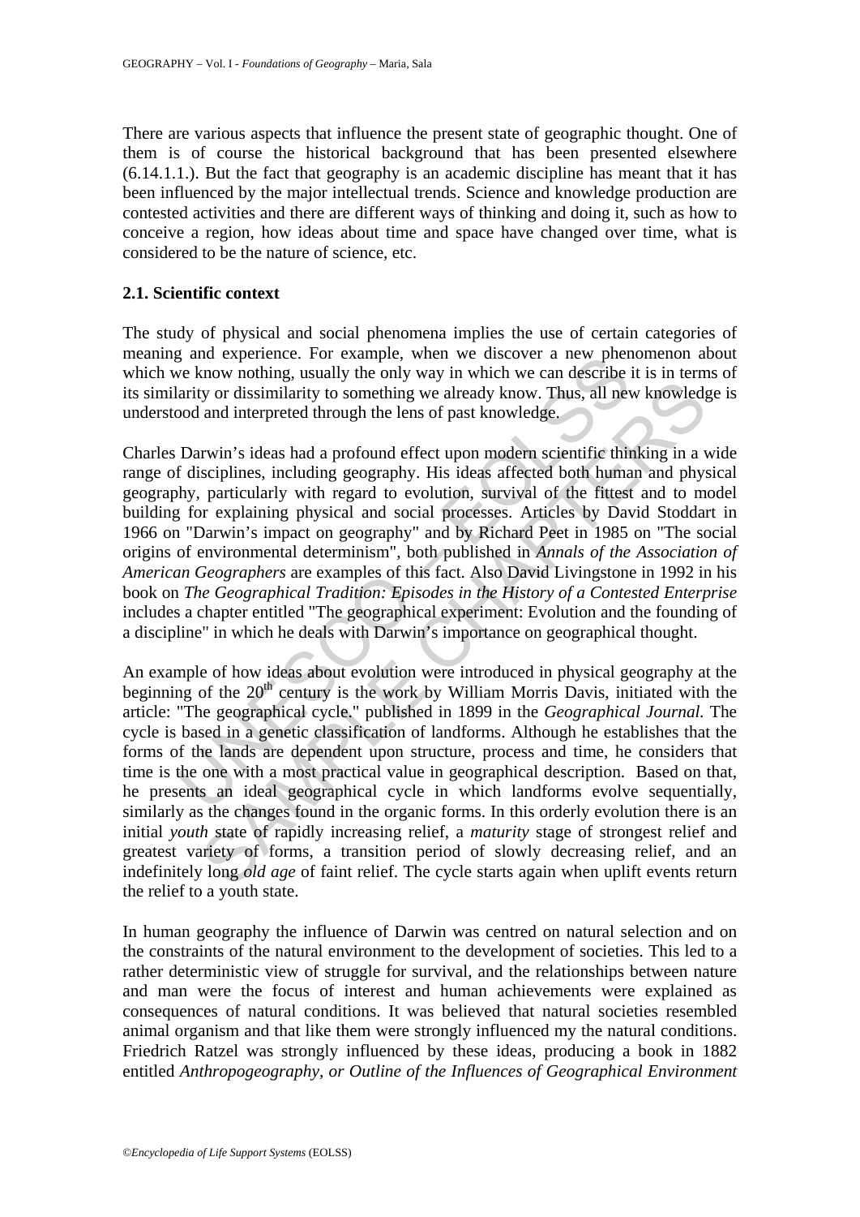There are various aspects that influence the present state of geographic thought. One of them is of course the historical background that has been presented elsewhere (6.14.1.1.). But the fact that geography is an academic discipline has meant that it has been influenced by the major intellectual trends. Science and knowledge production are contested activities and there are different ways of thinking and doing it, such as how to conceive a region, how ideas about time and space have changed over time, what is considered to be the nature of science, etc.

## 2.1. Scientific context

The study of physical and social phenomena implies the use of certain categories of meaning and experience. For example, when we discover a new phenomenon about which we know nothing, usually the only way in which we can describe it is in terms of its similarity or dissimilarity to something we already know. Thus, all new knowledge is understood and interpreted through the lens of past knowledge.

Charles Darwin's ideas had a profound effect upon modern scientific thinking in a wide range of disciplines, including geography. His ideas affected both human and physical geography, particularly with regard to evolution, survival of the fittest and to model building for explaining physical and social processes. Articles by David Stoddart in 1966 on "Darwin's impact on geography" and by Richard Peet in 1985 on "The social origins of environmental determinism", both published in *Annals of the Association of American Geographers* are examples of this fact. Also David Livingstone in 1992 in his book on *The Geographical Tradition: Episodes in the History of a Contested Enterprise* includes a chapter entitled "The geographical experiment: Evolution and the founding of a discipline" in which he deals with Darwin's importance on geographical thought.

An example of how ideas about evolution were introduced in physical geography at the beginning of the 20th century is the work by William Morris Davis, initiated with the article: "The geographical cycle," published in 1899 in the *Geographical Journal.* The cycle is based in a genetic classification of landforms. Although he establishes that the forms of the lands are dependent upon structure, process and time, he considers that time is the one with a most practical value in geographical description. Based on that, he presents an ideal geographical cycle in which landforms evolve sequentially, similarly as the changes found in the organic forms. In this orderly evolution there is an initial *youth* state of rapidly increasing relief, a *maturity* stage of strongest relief and greatest variety of forms, a transition period of slowly decreasing relief, and an indefinitely long *old age* of faint relief. The cycle starts again when uplift events return the relief to a youth state.

In human geography the influence of Darwin was centred on natural selection and on the constraints of the natural environment to the development of societies. This led to a rather deterministic view of struggle for survival, and the relationships between nature and man were the focus of interest and human achievements were explained as consequences of natural conditions. It was believed that natural societies resembled animal organism and that like them were strongly influenced my the natural conditions. Friedrich Ratzel was strongly influenced by these ideas, producing a book in 1882 entitled *Anthropogeography, or Outline of the Influences of Geographical Environment*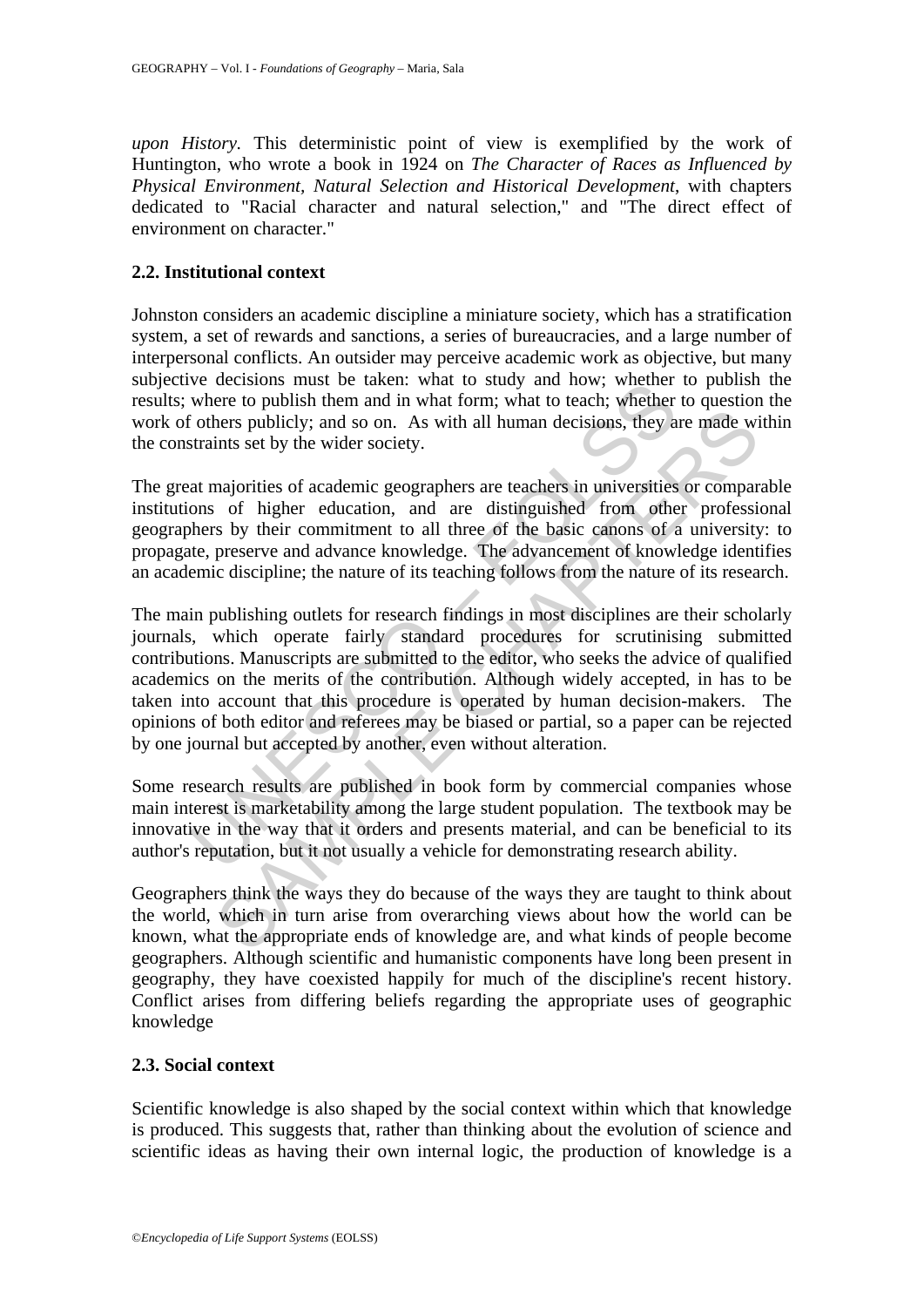*upon History*. This deterministic point of view is exemplified by the work of Huntington, who wrote a book in 1924 on *The Character of Races as Influenced by Physical Environment, Natural Selection and Historical Development*, with chapters dedicated to "Racial character and natural selection," and "The direct effect of environment on character."

### 2.2. Institutional context

Johnston considers an academic discipline a miniature society, which has a stratification system, a set of rewards and sanctions, a series of bureaucracies, and a large number of interpersonal conflicts. An outsider may perceive academic work as objective, but many subjective decisions must be taken: what to study and how; whether to publish the results; where to publish them and in what form; what to teach; whether to question the work of others publicly; and so on. As with all human decisions, they are made within the constraints set by the wider society.

The great majorities of academic geographers are teachers in universities or comparable institutions of higher education, and are distinguished from other professional geographers by their commitment to all three of the basic canons of a university: to propagate, preserve and advance knowledge. The advancement of knowledge identifies an academic discipline; the nature of its teaching follows from the nature of its research.

The main publishing outlets for research findings in most disciplines are their scholarly journals, which operate fairly standard procedures for scrutinising submitted contributions. Manuscripts are submitted to the editor, who seeks the advice of qualified academics on the merits of the contribution. Although widely accepted, in has to be taken into account that this procedure is operated by human decision-makers. The opinions of both editor and referees may be biased or partial, so a paper can be rejected by one journal but accepted by another, even without alteration.

Some research results are published in book form by commercial companies whose main interest is marketability among the large student population. The textbook may be innovative in the way that it orders and presents material, and can be beneficial to its author's reputation, but it not usually a vehicle for demonstrating research ability.

Geographers think the ways they do because of the ways they are taught to think about the world, which in turn arise from overarching views about how the world can be known, what the appropriate ends of knowledge are, and what kinds of people become geographers. Although scientific and humanistic components have long been present in geography, they have coexisted happily for much of the discipline's recent history. Conflict arises from differing beliefs regarding the appropriate uses of geographic knowledge

### 2.3. Social context

Scientific knowledge is also shaped by the social context within which that knowledge is produced. This suggests that, rather than thinking about the evolution of science and scientific ideas as having their own internal logic, the production of knowledge is a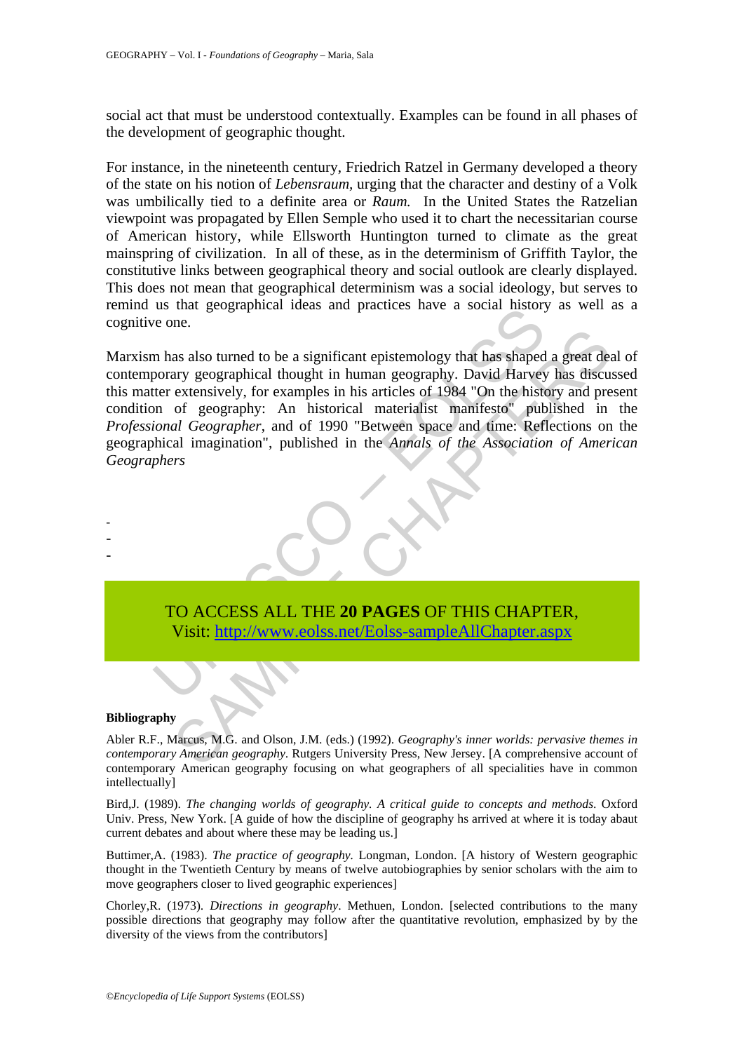social act that must be understood contextually. Examples can be found in all phases of the development of geographic thought.

For instance, in the nineteenth century, Friedrich Ratzel in Germany developed a theory of the state on his notion of *Lebensraum*, urging that the character and destiny of a Volk was umbilically tied to a definite area or *Raum.* In the United States the Ratzelian viewpoint was propagated by Ellen Semple who used it to chart the necessitarian course of American history, while Ellsworth Huntington turned to climate as the great mainspring of civilization. In all of these, as in the determinism of Griffith Taylor, the constitutive links between geographical theory and social outlook are clearly displayed. This does not mean that geographical determinism was a social ideology, but serves to remind us that geographical ideas and practices have a social history as well as a cognitive one.

Marxism has also turned to be a significant epistemology that has shaped a great deal of contemporary geographical thought in human geography. David Harvey has discussed this matter extensively, for examples in his articles of 1984 "On the history and present condition of geography: An historical materialist manifesto" published in the *Professional Geographer*, and of 1990 "Between space and time: Reflections on the geographical imagination", published in the *Annals of the Association of American Geographers*

-
-
-

TO ACCESS ALL THE **20 PAGES** OF THIS CHAPTER,
Visit: http://www.eolss.net/Eolss-sampleAllChapter.aspx

**Bibliography**

Abler R.F., Marcus, M.G. and Olson, J.M. (eds.) (1992). *Geography's inner worlds: pervasive themes in contemporary American geography*. Rutgers University Press, New Jersey. [A comprehensive account of contemporary American geography focusing on what geographers of all specialities have in common intellectually]

Bird,J. (1989). *The changing worlds of geography. A critical guide to concepts and methods*. Oxford Univ. Press, New York. [A guide of how the discipline of geography hs arrived at where it is today abaut current debates and about where these may be leading us.]

Buttimer,A. (1983). *The practice of geography*. Longman, London. [A history of Western geographic thought in the Twentieth Century by means of twelve autobiographies by senior scholars with the aim to move geographers closer to lived geographic experiences]

Chorley,R. (1973). *Directions in geography*. Methuen, London. [selected contributions to the many possible directions that geography may follow after the quantitative revolution, emphasized by by the diversity of the views from the contributors]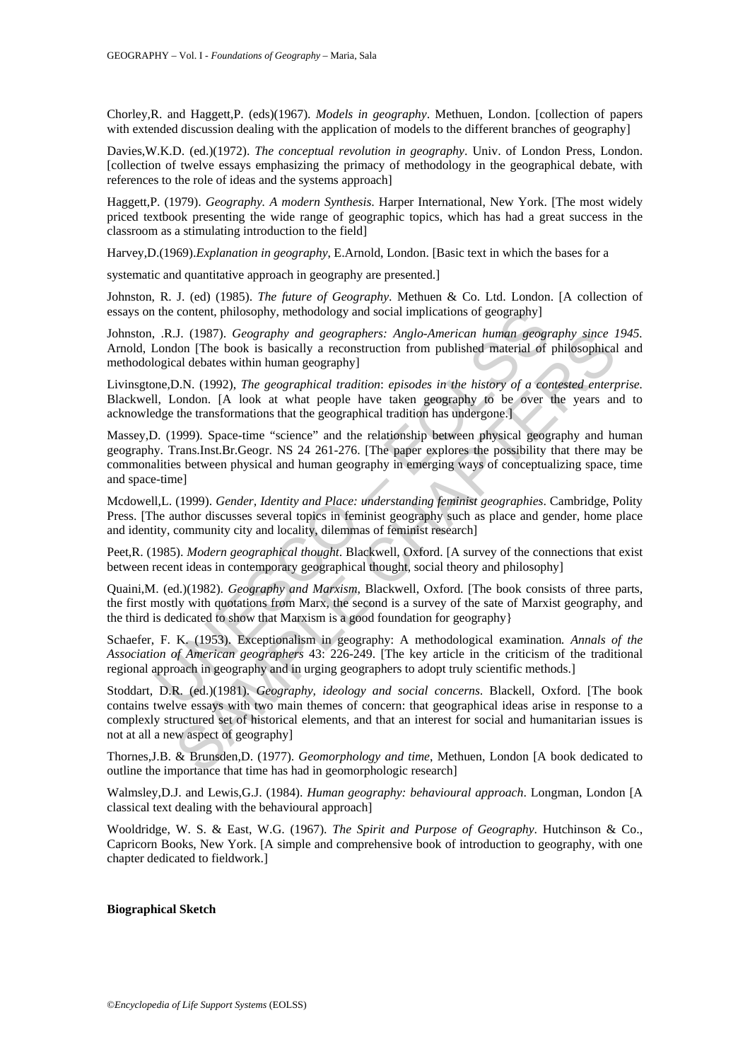Chorley,R. and Haggett,P. (eds)(1967). *Models in geography*. Methuen, London. [collection of papers with extended discussion dealing with the application of models to the different branches of geography]

Davies,W.K.D. (ed.)(1972). *The conceptual revolution in geography*. Univ. of London Press, London. [collection of twelve essays emphasizing the primacy of methodology in the geographical debate, with references to the role of ideas and the systems approach]

Haggett,P. (1979). *Geography. A modern Synthesis*. Harper International, New York. [The most widely priced textbook presenting the wide range of geographic topics, which has had a great success in the classroom as a stimulating introduction to the field]

Harvey,D.(1969).*Explanation in geography*, E.Arnold, London. [Basic text in which the bases for a

systematic and quantitative approach in geography are presented.]

Johnston, R. J. (ed) (1985). *The future of Geography*. Methuen & Co. Ltd. London. [A collection of essays on the content, philosophy, methodology and social implications of geography]

Johnston, .R.J. (1987). *Geography and geographers: Anglo-American human geography since 1945*. Arnold, London [The book is basically a reconstruction from published material of philosophical and methodological debates within human geography]

Livinsgtone,D.N. (1992), *The geographical tradition*: *episodes in the history of a contested enterprise*. Blackwell, London. [A look at what people have taken geography to be over the years and to acknowledge the transformations that the geographical tradition has undergone.]

Massey,D. (1999). Space-time "science" and the relationship between physical geography and human geography. Trans.Inst.Br.Geogr. NS 24 261-276. [The paper explores the possibility that there may be commonalities between physical and human geography in emerging ways of conceptualizing space, time and space-time]

Mcdowell,L. (1999). *Gender, Identity and Place: understanding feminist geographies*. Cambridge, Polity Press. [The author discusses several topics in feminist geography such as place and gender, home place and identity, community city and locality, dilemmas of feminist research]

Peet,R. (1985). *Modern geographical thought*. Blackwell, Oxford. [A survey of the connections that exist between recent ideas in contemporary geographical thought, social theory and philosophy]

Quaini,M. (ed.)(1982). *Geography and Marxism*, Blackwell, Oxford. [The book consists of three parts, the first mostly with quotations from Marx, the second is a survey of the sate of Marxist geography, and the third is dedicated to show that Marxism is a good foundation for geography}

Schaefer, F. K. (1953). Exceptionalism in geography: A methodological examination. *Annals of the Association of American geographers* 43: 226-249. [The key article in the criticism of the traditional regional approach in geography and in urging geographers to adopt truly scientific methods.]

Stoddart, D.R. (ed.)(1981). *Geography, ideology and social concerns*. Blackell, Oxford. [The book contains twelve essays with two main themes of concern: that geographical ideas arise in response to a complexly structured set of historical elements, and that an interest for social and humanitarian issues is not at all a new aspect of geography]

Thornes,J.B. & Brunsden,D. (1977). *Geomorphology and time*, Methuen, London [A book dedicated to outline the importance that time has had in geomorphologic research]

Walmsley,D.J. and Lewis,G.J. (1984). *Human geography: behavioural approach*. Longman, London [A classical text dealing with the behavioural approach]

Wooldridge, W. S. & East, W.G. (1967). *The Spirit and Purpose of Geography*. Hutchinson & Co., Capricorn Books, New York. [A simple and comprehensive book of introduction to geography, with one chapter dedicated to fieldwork.]

**Biographical Sketch**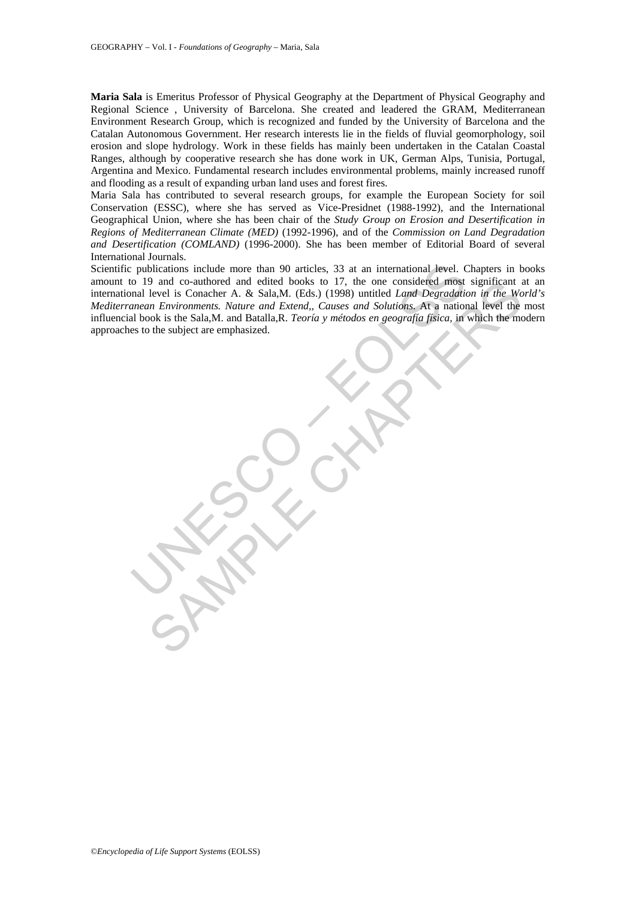**Maria Sala** is Emeritus Professor of Physical Geography at the Department of Physical Geography and Regional Science , University of Barcelona. She created and leadered the GRAM, Mediterranean Environment Research Group, which is recognized and funded by the University of Barcelona and the Catalan Autonomous Government. Her research interests lie in the fields of fluvial geomorphology, soil erosion and slope hydrology. Work in these fields has mainly been undertaken in the Catalan Coastal Ranges, although by cooperative research she has done work in UK, German Alps, Tunisia, Portugal, Argentina and Mexico. Fundamental research includes environmental problems, mainly increased runoff and flooding as a result of expanding urban land uses and forest fires.

Maria Sala has contributed to several research groups, for example the European Society for soil Conservation (ESSC), where she has served as Vice-Presidnet (1988-1992), and the International Geographical Union, where she has been chair of the *Study Group on Erosion and Desertification in Regions of Mediterranean Climate (MED)* (1992-1996), and of the *Commission on Land Degradation and Desertification (COMLAND)* (1996-2000). She has been member of Editorial Board of several International Journals.

Scientific publications include more than 90 articles, 33 at an international level. Chapters in books amount to 19 and co-authored and edited books to 17, the one considered most significant at an international level is Conacher A. & Sala,M. (Eds.) (1998) untitled *Land Degradation in the World's Mediterranean Environments. Nature and Extend,, Causes and Solutions.* At a national level the most influencial book is the Sala,M. and Batalla,R. *Teoría y métodos en geografía física,* in which the modern approaches to the subject are emphasized.